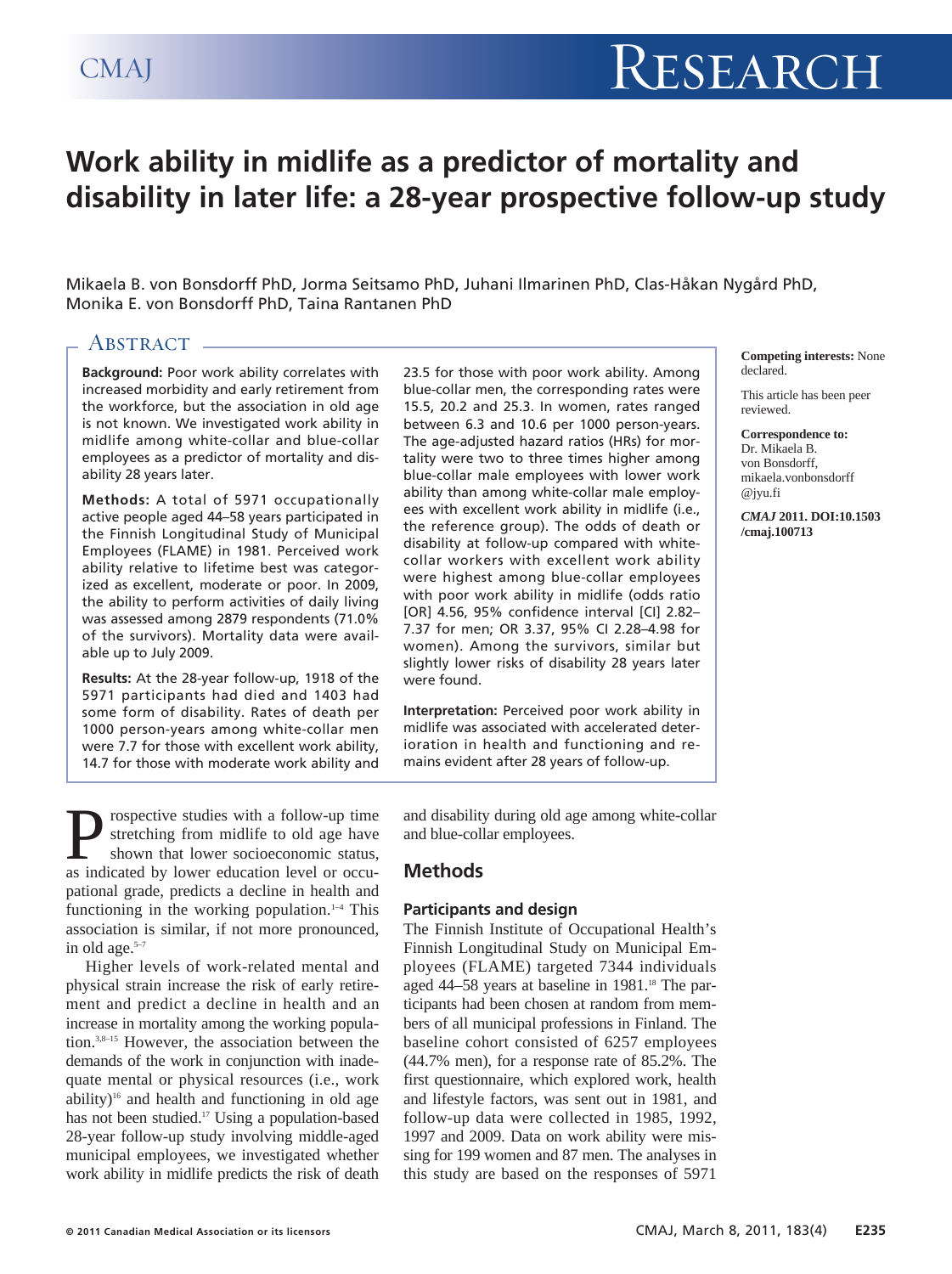# Work ability in midlife as a predictor of mortality and disability in later life: a 28-year prospective follow-up study

Mikaela B. von Bonsdorff PhD, Jorma Seitsamo PhD, Juhani Ilmarinen PhD, Clas-Håkan Nygård PhD, Monika E. von Bonsdorff PhD, Taina Rantanen PhD

## Abstract

**Background:** Poor work ability correlates with increased morbidity and early retirement from the workforce, but the association in old age is not known. We investigated work ability in midlife among white-collar and blue-collar employees as a predictor of mortality and disability 28 years later.

**Methods:** A total of 5971 occupationally active people aged 44–58 years participated in the Finnish Longitudinal Study of Municipal Employees (FLAME) in 1981. Perceived work ability relative to lifetime best was categorized as excellent, moderate or poor. In 2009, the ability to perform activities of daily living was assessed among 2879 respondents (71.0% of the survivors). Mortality data were available up to July 2009.

**Results:** At the 28-year follow-up, 1918 of the 5971 participants had died and 1403 had some form of disability. Rates of death per 1000 person-years among white-collar men were 7.7 for those with excellent work ability, 14.7 for those with moderate work ability and 23.5 for those with poor work ability. Among blue-collar men, the corresponding rates were 15.5, 20.2 and 25.3. In women, rates ranged between 6.3 and 10.6 per 1000 person-years. The age-adjusted hazard ratios (HRs) for mortality were two to three times higher among blue-collar male employees with lower work ability than among white-collar male employees with excellent work ability in midlife (i.e., the reference group). The odds of death or disability at follow-up compared with white-collar workers with excellent work ability were highest among blue-collar employees with poor work ability in midlife (odds ratio [OR] 4.56, 95% confidence interval [CI] 2.82–7.37 for men; OR 3.37, 95% CI 2.28–4.98 for women). Among the survivors, similar but slightly lower risks of disability 28 years later were found.

**Interpretation:** Perceived poor work ability in midlife was associated with accelerated deterioration in health and functioning and remains evident after 28 years of follow-up.

**Competing interests:** None declared.

This article has been peer reviewed.

**Correspondence to:** Dr. Mikaela B. von Bonsdorff, mikaela.vonbonsdorff@jyu.fi

*CMAJ* **2011. DOI:10.1503/cmaj.100713**

Prospective studies with a follow-up time stretching from midlife to old age have shown that lower socioeconomic status, as indicated by lower education level or occupational grade, predicts a decline in health and functioning in the working population.[1–4] This association is similar, if not more pronounced, in old age.[5–7]

Higher levels of work-related mental and physical strain increase the risk of early retirement and predict a decline in health and an increase in mortality among the working population.[3,8–15] However, the association between the demands of the work in conjunction with inadequate mental or physical resources (i.e., work ability)[16] and health and functioning in old age has not been studied.[17] Using a population-based 28-year follow-up study involving middle-aged municipal employees, we investigated whether work ability in midlife predicts the risk of death and disability during old age among white-collar and blue-collar employees.

## Methods

### Participants and design

The Finnish Institute of Occupational Health's Finnish Longitudinal Study on Municipal Employees (FLAME) targeted 7344 individuals aged 44–58 years at baseline in 1981.[18] The participants had been chosen at random from members of all municipal professions in Finland. The baseline cohort consisted of 6257 employees (44.7% men), for a response rate of 85.2%. The first questionnaire, which explored work, health and lifestyle factors, was sent out in 1981, and follow-up data were collected in 1985, 1992, 1997 and 2009. Data on work ability were missing for 199 women and 87 men. The analyses in this study are based on the responses of 5971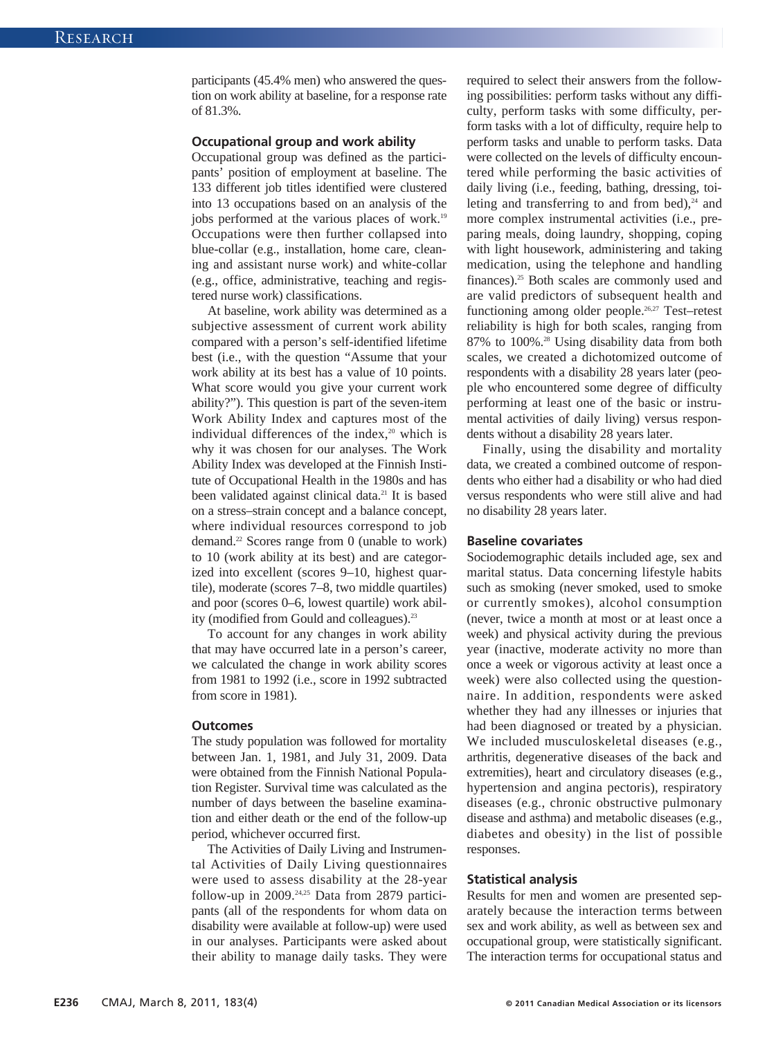participants (45.4% men) who answered the question on work ability at baseline, for a response rate of 81.3%.

### Occupational group and work ability

Occupational group was defined as the participants' position of employment at baseline. The 133 different job titles identified were clustered into 13 occupations based on an analysis of the jobs performed at the various places of work.[19] Occupations were then further collapsed into blue-collar (e.g., installation, home care, cleaning and assistant nurse work) and white-collar (e.g., office, administrative, teaching and registered nurse work) classifications.

At baseline, work ability was determined as a subjective assessment of current work ability compared with a person's self-identified lifetime best (i.e., with the question "Assume that your work ability at its best has a value of 10 points. What score would you give your current work ability?"). This question is part of the seven-item Work Ability Index and captures most of the individual differences of the index,[20] which is why it was chosen for our analyses. The Work Ability Index was developed at the Finnish Institute of Occupational Health in the 1980s and has been validated against clinical data.[21] It is based on a stress–strain concept and a balance concept, where individual resources correspond to job demand.[22] Scores range from 0 (unable to work) to 10 (work ability at its best) and are categorized into excellent (scores 9–10, highest quartile), moderate (scores 7–8, two middle quartiles) and poor (scores 0–6, lowest quartile) work ability (modified from Gould and colleagues).[23]

To account for any changes in work ability that may have occurred late in a person's career, we calculated the change in work ability scores from 1981 to 1992 (i.e., score in 1992 subtracted from score in 1981).

### Outcomes

The study population was followed for mortality between Jan. 1, 1981, and July 31, 2009. Data were obtained from the Finnish National Population Register. Survival time was calculated as the number of days between the baseline examination and either death or the end of the follow-up period, whichever occurred first.

The Activities of Daily Living and Instrumental Activities of Daily Living questionnaires were used to assess disability at the 28-year follow-up in 2009.[24,25] Data from 2879 participants (all of the respondents for whom data on disability were available at follow-up) were used in our analyses. Participants were asked about their ability to manage daily tasks. They were required to select their answers from the following possibilities: perform tasks without any difficulty, perform tasks with some difficulty, perform tasks with a lot of difficulty, require help to perform tasks and unable to perform tasks. Data were collected on the levels of difficulty encountered while performing the basic activities of daily living (i.e., feeding, bathing, dressing, toileting and transferring to and from bed),[24] and more complex instrumental activities (i.e., preparing meals, doing laundry, shopping, coping with light housework, administering and taking medication, using the telephone and handling finances).[25] Both scales are commonly used and are valid predictors of subsequent health and functioning among older people.[26,27] Test–retest reliability is high for both scales, ranging from 87% to 100%.[28] Using disability data from both scales, we created a dichotomized outcome of respondents with a disability 28 years later (people who encountered some degree of difficulty performing at least one of the basic or instrumental activities of daily living) versus respondents without a disability 28 years later.

Finally, using the disability and mortality data, we created a combined outcome of respondents who either had a disability or who had died versus respondents who were still alive and had no disability 28 years later.

### Baseline covariates

Sociodemographic details included age, sex and marital status. Data concerning lifestyle habits such as smoking (never smoked, used to smoke or currently smokes), alcohol consumption (never, twice a month at most or at least once a week) and physical activity during the previous year (inactive, moderate activity no more than once a week or vigorous activity at least once a week) were also collected using the questionnaire. In addition, respondents were asked whether they had any illnesses or injuries that had been diagnosed or treated by a physician. We included musculoskeletal diseases (e.g., arthritis, degenerative diseases of the back and extremities), heart and circulatory diseases (e.g., hypertension and angina pectoris), respiratory diseases (e.g., chronic obstructive pulmonary disease and asthma) and metabolic diseases (e.g., diabetes and obesity) in the list of possible responses.

### Statistical analysis

Results for men and women are presented separately because the interaction terms between sex and work ability, as well as between sex and occupational group, were statistically significant. The interaction terms for occupational status and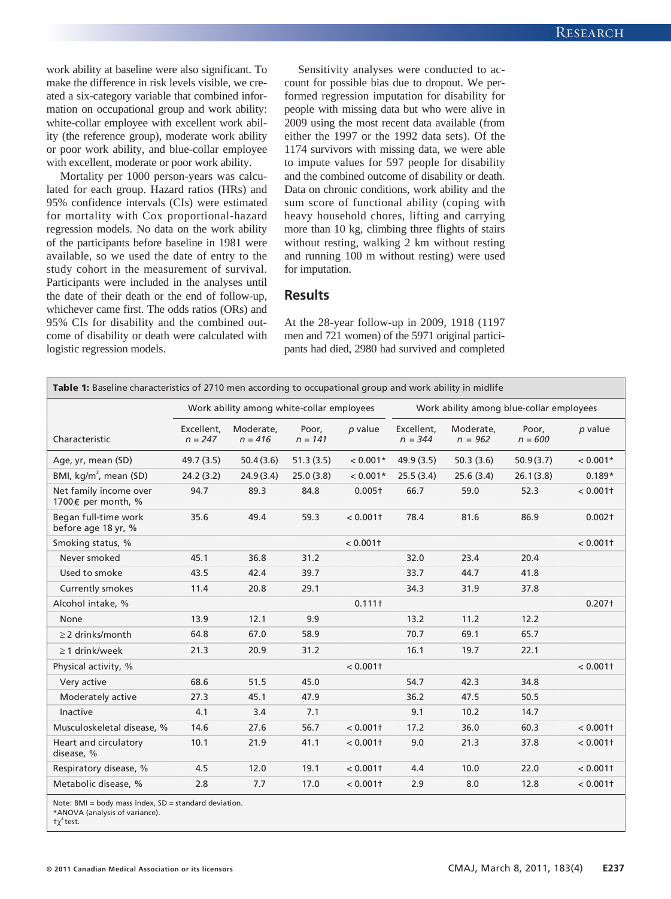work ability at baseline were also significant. To make the difference in risk levels visible, we created a six-category variable that combined information on occupational group and work ability: white-collar employee with excellent work ability (the reference group), moderate work ability or poor work ability, and blue-collar employee with excellent, moderate or poor work ability.

Mortality per 1000 person-years was calculated for each group. Hazard ratios (HRs) and 95% confidence intervals (CIs) were estimated for mortality with Cox proportional-hazard regression models. No data on the work ability of the participants before baseline in 1981 were available, so we used the date of entry to the study cohort in the measurement of survival. Participants were included in the analyses until the date of their death or the end of follow-up, whichever came first. The odds ratios (ORs) and 95% CIs for disability and the combined outcome of disability or death were calculated with logistic regression models.

Sensitivity analyses were conducted to account for possible bias due to dropout. We performed regression imputation for disability for people with missing data but who were alive in 2009 using the most recent data available (from either the 1997 or the 1992 data sets). Of the 1174 survivors with missing data, we were able to impute values for 597 people for disability and the combined outcome of disability or death. Data on chronic conditions, work ability and the sum score of functional ability (coping with heavy household chores, lifting and carrying more than 10 kg, climbing three flights of stairs without resting, walking 2 km without resting and running 100 m without resting) were used for imputation.

## Results

At the 28-year follow-up in 2009, 1918 (1197 men and 721 women) of the 5971 original participants had died, 2980 had survived and completed

**Table 1:** Baseline characteristics of 2710 men according to occupational group and work ability in midlife

| Characteristic | Work ability among white-collar employees | | | | Work ability among blue-collar employees | | | |
|---|---|---|---|---|---|---|---|---|
| | Excellent, *n* = 247 | Moderate, *n* = 416 | Poor, *n* = 141 | *p* value | Excellent, *n* = 344 | Moderate, *n* = 962 | Poor, *n* = 600 | *p* value |
| Age, yr, mean (SD) | 49.7 (3.5) | 50.4 (3.6) | 51.3 (3.5) | < 0.001* | 49.9 (3.5) | 50.3 (3.6) | 50.9 (3.7) | < 0.001* |
| BMI, kg/m$^2$, mean (SD) | 24.2 (3.2) | 24.9 (3.4) | 25.0 (3.8) | < 0.001* | 25.5 (3.4) | 25.6 (3.4) | 26.1 (3.8) | 0.189* |
| Net family income over 1700€ per month, % | 94.7 | 89.3 | 84.8 | 0.005† | 66.7 | 59.0 | 52.3 | < 0.001† |
| Began full-time work before age 18 yr, % | 35.6 | 49.4 | 59.3 | < 0.001† | 78.4 | 81.6 | 86.9 | 0.002† |
| Smoking status, % | | | | < 0.001† | | | | < 0.001† |
| Never smoked | 45.1 | 36.8 | 31.2 | | 32.0 | 23.4 | 20.4 | |
| Used to smoke | 43.5 | 42.4 | 39.7 | | 33.7 | 44.7 | 41.8 | |
| Currently smokes | 11.4 | 20.8 | 29.1 | | 34.3 | 31.9 | 37.8 | |
| Alcohol intake, % | | | | 0.111† | | | | 0.207† |
| None | 13.9 | 12.1 | 9.9 | | 13.2 | 11.2 | 12.2 | |
| ≥ 2 drinks/month | 64.8 | 67.0 | 58.9 | | 70.7 | 69.1 | 65.7 | |
| ≥ 1 drink/week | 21.3 | 20.9 | 31.2 | | 16.1 | 19.7 | 22.1 | |
| Physical activity, % | | | | < 0.001† | | | | < 0.001† |
| Very active | 68.6 | 51.5 | 45.0 | | 54.7 | 42.3 | 34.8 | |
| Moderately active | 27.3 | 45.1 | 47.9 | | 36.2 | 47.5 | 50.5 | |
| Inactive | 4.1 | 3.4 | 7.1 | | 9.1 | 10.2 | 14.7 | |
| Musculoskeletal disease, % | 14.6 | 27.6 | 56.7 | < 0.001† | 17.2 | 36.0 | 60.3 | < 0.001† |
| Heart and circulatory disease, % | 10.1 | 21.9 | 41.1 | < 0.001† | 9.0 | 21.3 | 37.8 | < 0.001† |
| Respiratory disease, % | 4.5 | 12.0 | 19.1 | < 0.001† | 4.4 | 10.0 | 22.0 | < 0.001† |
| Metabolic disease, % | 2.8 | 7.7 | 17.0 | < 0.001† | 2.9 | 8.0 | 12.8 | < 0.001† |

Note: BMI = body mass index, SD = standard deviation.
*ANOVA (analysis of variance).
†$\chi^2$ test.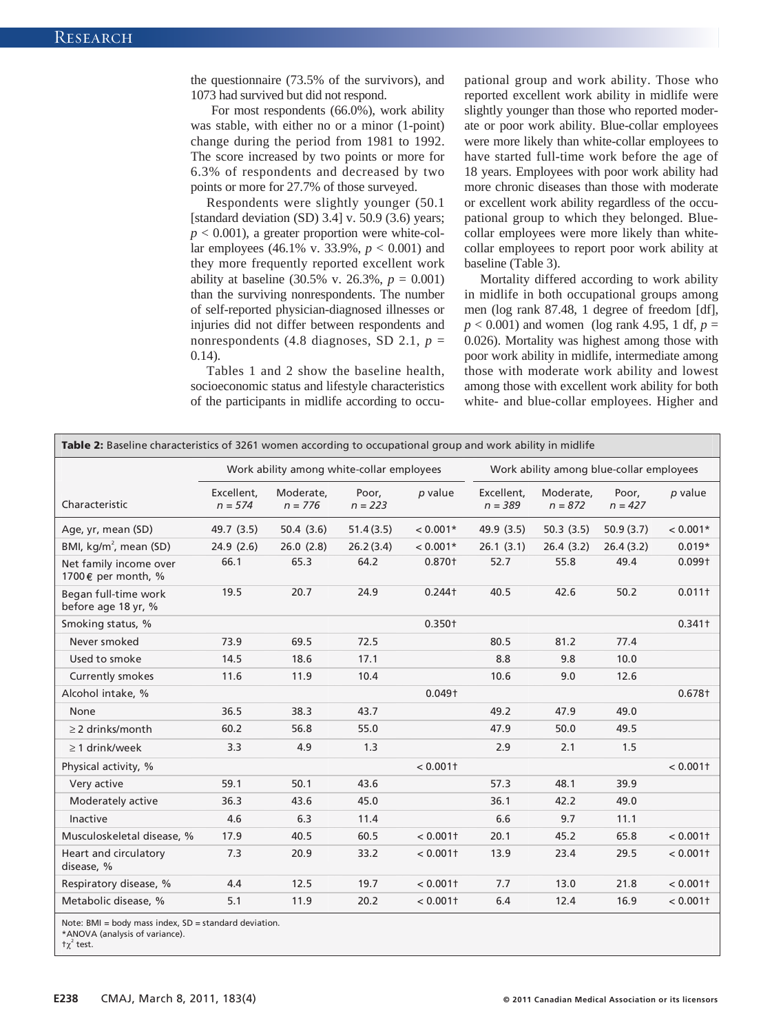the questionnaire (73.5% of the survivors), and 1073 had survived but did not respond.

For most respondents (66.0%), work ability was stable, with either no or a minor (1-point) change during the period from 1981 to 1992. The score increased by two points or more for 6.3% of respondents and decreased by two points or more for 27.7% of those surveyed.

Respondents were slightly younger (50.1 [standard deviation (SD) 3.4] v. 50.9 (3.6) years; $p < 0.001$), a greater proportion were white-collar employees (46.1% v. 33.9%, $p < 0.001$) and they more frequently reported excellent work ability at baseline (30.5% v. 26.3%, $p = 0.001$) than the surviving nonrespondents. The number of self-reported physician-diagnosed illnesses or injuries did not differ between respondents and nonrespondents (4.8 diagnoses, SD 2.1, $p = 0.14$).

Tables 1 and 2 show the baseline health, socioeconomic status and lifestyle characteristics of the participants in midlife according to occupational group and work ability. Those who reported excellent work ability in midlife were slightly younger than those who reported moderate or poor work ability. Blue-collar employees were more likely than white-collar employees to have started full-time work before the age of 18 years. Employees with poor work ability had more chronic diseases than those with moderate or excellent work ability regardless of the occupational group to which they belonged. Blue-collar employees were more likely than white-collar employees to report poor work ability at baseline (Table 3).

Mortality differed according to work ability in midlife in both occupational groups among men (log rank 87.48, 1 degree of freedom [df], $p < 0.001$) and women (log rank 4.95, 1 df, $p = 0.026$). Mortality was highest among those with poor work ability in midlife, intermediate among those with moderate work ability and lowest among those with excellent work ability for both white- and blue-collar employees. Higher and

**Table 2:** Baseline characteristics of 3261 women according to occupational group and work ability in midlife

| | Work ability among white-collar employees | | | | Work ability among blue-collar employees | | | |
|---|---|---|---|---|---|---|---|---|
| Characteristic | Excellent, *n = 574* | Moderate, *n = 776* | Poor, *n = 223* | *p* value | Excellent, *n = 389* | Moderate, *n = 872* | Poor, *n = 427* | *p* value |
| Age, yr, mean (SD) | 49.7 (3.5) | 50.4 (3.6) | 51.4 (3.5) | < 0.001* | 49.9 (3.5) | 50.3 (3.5) | 50.9 (3.7) | < 0.001* |
| BMI, kg/m$^2$, mean (SD) | 24.9 (2.6) | 26.0 (2.8) | 26.2 (3.4) | < 0.001* | 26.1 (3.1) | 26.4 (3.2) | 26.4 (3.2) | 0.019* |
| Net family income over 1700 € per month, % | 66.1 | 65.3 | 64.2 | 0.870† | 52.7 | 55.8 | 49.4 | 0.099† |
| Began full-time work before age 18 yr, % | 19.5 | 20.7 | 24.9 | 0.244† | 40.5 | 42.6 | 50.2 | 0.011† |
| Smoking status, % | | | | 0.350† | | | | 0.341† |
| Never smoked | 73.9 | 69.5 | 72.5 | | 80.5 | 81.2 | 77.4 | |
| Used to smoke | 14.5 | 18.6 | 17.1 | | 8.8 | 9.8 | 10.0 | |
| Currently smokes | 11.6 | 11.9 | 10.4 | | 10.6 | 9.0 | 12.6 | |
| Alcohol intake, % | | | | 0.049† | | | | 0.678† |
| None | 36.5 | 38.3 | 43.7 | | 49.2 | 47.9 | 49.0 | |
| ≥ 2 drinks/month | 60.2 | 56.8 | 55.0 | | 47.9 | 50.0 | 49.5 | |
| ≥ 1 drink/week | 3.3 | 4.9 | 1.3 | | 2.9 | 2.1 | 1.5 | |
| Physical activity, % | | | | < 0.001† | | | | < 0.001† |
| Very active | 59.1 | 50.1 | 43.6 | | 57.3 | 48.1 | 39.9 | |
| Moderately active | 36.3 | 43.6 | 45.0 | | 36.1 | 42.2 | 49.0 | |
| Inactive | 4.6 | 6.3 | 11.4 | | 6.6 | 9.7 | 11.1 | |
| Musculoskeletal disease, % | 17.9 | 40.5 | 60.5 | < 0.001† | 20.1 | 45.2 | 65.8 | < 0.001† |
| Heart and circulatory disease, % | 7.3 | 20.9 | 33.2 | < 0.001† | 13.9 | 23.4 | 29.5 | < 0.001† |
| Respiratory disease, % | 4.4 | 12.5 | 19.7 | < 0.001† | 7.7 | 13.0 | 21.8 | < 0.001† |
| Metabolic disease, % | 5.1 | 11.9 | 20.2 | < 0.001† | 6.4 | 12.4 | 16.9 | < 0.001† |

Note: BMI = body mass index, SD = standard deviation.
*ANOVA (analysis of variance).
†$\chi^2$ test.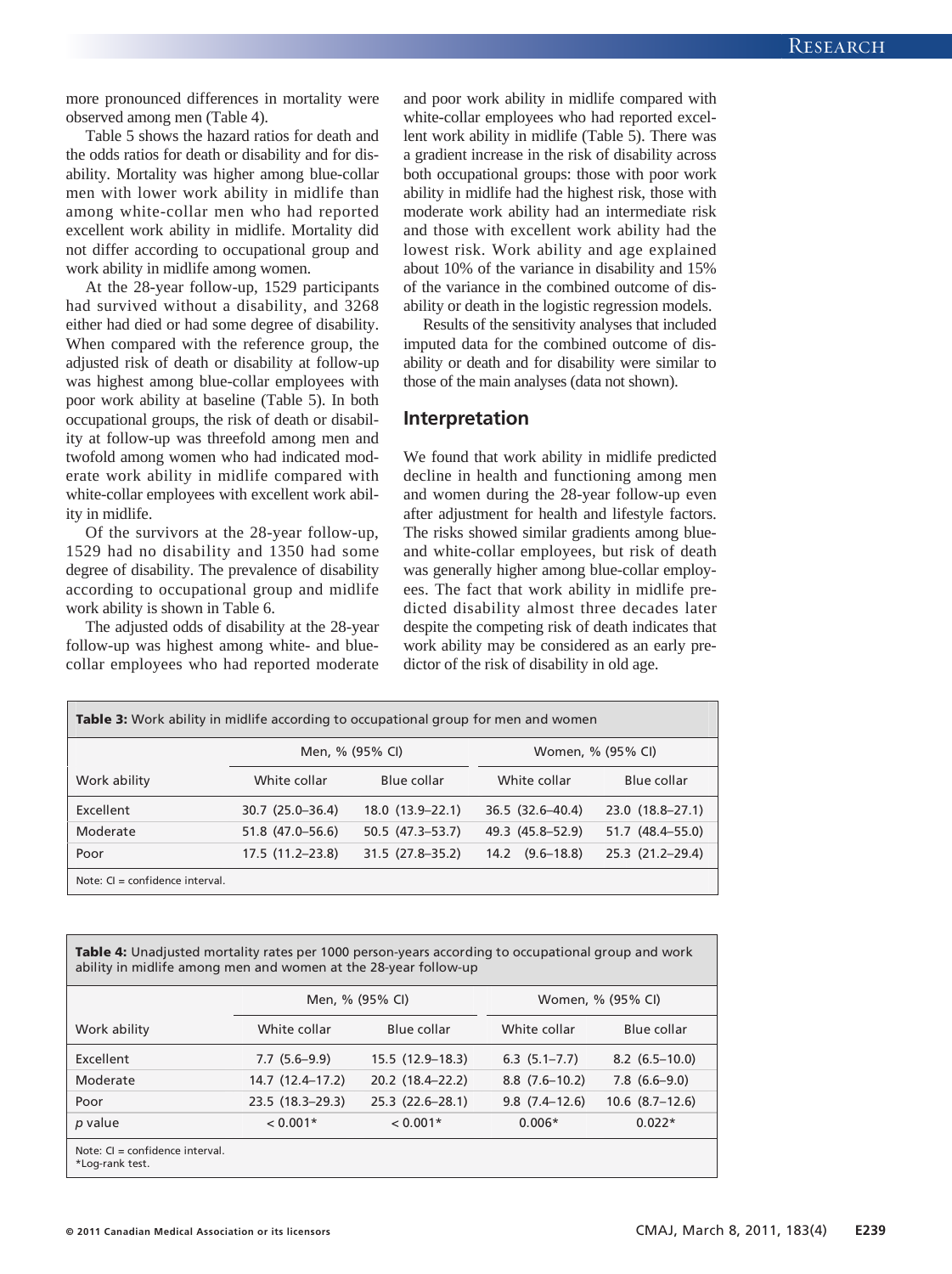more pronounced differences in mortality were observed among men (Table 4).

Table 5 shows the hazard ratios for death and the odds ratios for death or disability and for disability. Mortality was higher among blue-collar men with lower work ability in midlife than among white-collar men who had reported excellent work ability in midlife. Mortality did not differ according to occupational group and work ability in midlife among women.

At the 28-year follow-up, 1529 participants had survived without a disability, and 3268 either had died or had some degree of disability. When compared with the reference group, the adjusted risk of death or disability at follow-up was highest among blue-collar employees with poor work ability at baseline (Table 5). In both occupational groups, the risk of death or disability at follow-up was threefold among men and twofold among women who had indicated moderate work ability in midlife compared with white-collar employees with excellent work ability in midlife.

Of the survivors at the 28-year follow-up, 1529 had no disability and 1350 had some degree of disability. The prevalence of disability according to occupational group and midlife work ability is shown in Table 6.

The adjusted odds of disability at the 28-year follow-up was highest among white- and blue-collar employees who had reported moderate and poor work ability in midlife compared with white-collar employees who had reported excellent work ability in midlife (Table 5). There was a gradient increase in the risk of disability across both occupational groups: those with poor work ability in midlife had the highest risk, those with moderate work ability had an intermediate risk and those with excellent work ability had the lowest risk. Work ability and age explained about 10% of the variance in disability and 15% of the variance in the combined outcome of disability or death in the logistic regression models.

Results of the sensitivity analyses that included imputed data for the combined outcome of disability or death and for disability were similar to those of the main analyses (data not shown).

## Interpretation

We found that work ability in midlife predicted decline in health and functioning among men and women during the 28-year follow-up even after adjustment for health and lifestyle factors. The risks showed similar gradients among blue- and white-collar employees, but risk of death was generally higher among blue-collar employees. The fact that work ability in midlife predicted disability almost three decades later despite the competing risk of death indicates that work ability may be considered as an early predictor of the risk of disability in old age.

**Table 3:** Work ability in midlife according to occupational group for men and women

| | Men, % (95% CI) | | Women, % (95% CI) | |
|---|---|---|---|---|
| Work ability | White collar | Blue collar | White collar | Blue collar |
| Excellent | 30.7 (25.0–36.4) | 18.0 (13.9–22.1) | 36.5 (32.6–40.4) | 23.0 (18.8–27.1) |
| Moderate | 51.8 (47.0–56.6) | 50.5 (47.3–53.7) | 49.3 (45.8–52.9) | 51.7 (48.4–55.0) |
| Poor | 17.5 (11.2–23.8) | 31.5 (27.8–35.2) | 14.2 (9.6–18.8) | 25.3 (21.2–29.4) |

Note: CI = confidence interval.

**Table 4:** Unadjusted mortality rates per 1000 person-years according to occupational group and work ability in midlife among men and women at the 28-year follow-up

| | Men, % (95% CI) | | Women, % (95% CI) | |
|---|---|---|---|---|
| Work ability | White collar | Blue collar | White collar | Blue collar |
| Excellent | 7.7 (5.6–9.9) | 15.5 (12.9–18.3) | 6.3 (5.1–7.7) | 8.2 (6.5–10.0) |
| Moderate | 14.7 (12.4–17.2) | 20.2 (18.4–22.2) | 8.8 (7.6–10.2) | 7.8 (6.6–9.0) |
| Poor | 23.5 (18.3–29.3) | 25.3 (22.6–28.1) | 9.8 (7.4–12.6) | 10.6 (8.7–12.6) |
| *p* value | < 0.001* | < 0.001* | 0.006* | 0.022* |

Note: CI = confidence interval.
*Log-rank test.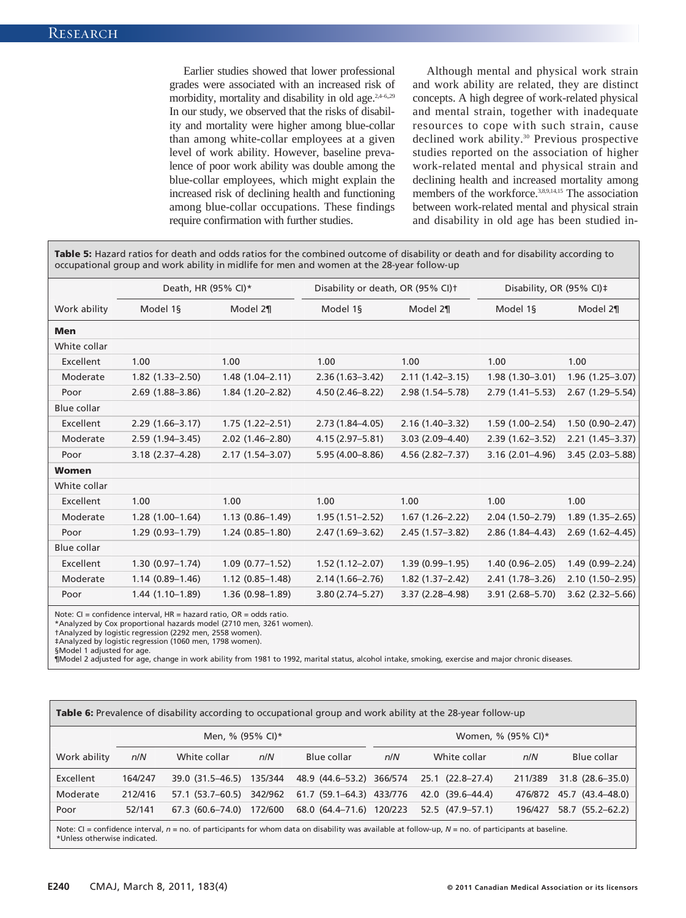Earlier studies showed that lower professional grades were associated with an increased risk of morbidity, mortality and disability in old age.[2,4–6,29] In our study, we observed that the risks of disability and mortality were higher among blue-collar than among white-collar employees at a given level of work ability. However, baseline prevalence of poor work ability was double among the blue-collar employees, which might explain the increased risk of declining health and functioning among blue-collar occupations. These findings require confirmation with further studies.

Although mental and physical work strain and work ability are related, they are distinct concepts. A high degree of work-related physical and mental strain, together with inadequate resources to cope with such strain, cause declined work ability.[30] Previous prospective studies reported on the association of higher work-related mental and physical strain and declining health and increased mortality among members of the workforce.[3,8,9,14,15] The association between work-related mental and physical strain and disability in old age has been studied in-

**Table 5:** Hazard ratios for death and odds ratios for the combined outcome of disability or death and for disability according to occupational group and work ability in midlife for men and women at the 28-year follow-up

| | Death, HR (95% CI)* | | Disability or death, OR (95% CI)† | | Disability, OR (95% CI)‡ | |
|---|---|---|---|---|---|---|
| Work ability | Model 1§ | Model 2¶ | Model 1§ | Model 2¶ | Model 1§ | Model 2¶ |
| **Men** | | | | | | |
| White collar | | | | | | |
| Excellent | 1.00 | 1.00 | 1.00 | 1.00 | 1.00 | 1.00 |
| Moderate | 1.82 (1.33–2.50) | 1.48 (1.04–2.11) | 2.36 (1.63–3.42) | 2.11 (1.42–3.15) | 1.98 (1.30–3.01) | 1.96 (1.25–3.07) |
| Poor | 2.69 (1.88–3.86) | 1.84 (1.20–2.82) | 4.50 (2.46–8.22) | 2.98 (1.54–5.78) | 2.79 (1.41–5.53) | 2.67 (1.29–5.54) |
| Blue collar | | | | | | |
| Excellent | 2.29 (1.66–3.17) | 1.75 (1.22–2.51) | 2.73 (1.84–4.05) | 2.16 (1.40–3.32) | 1.59 (1.00–2.54) | 1.50 (0.90–2.47) |
| Moderate | 2.59 (1.94–3.45) | 2.02 (1.46–2.80) | 4.15 (2.97–5.81) | 3.03 (2.09–4.40) | 2.39 (1.62–3.52) | 2.21 (1.45–3.37) |
| Poor | 3.18 (2.37–4.28) | 2.17 (1.54–3.07) | 5.95 (4.00–8.86) | 4.56 (2.82–7.37) | 3.16 (2.01–4.96) | 3.45 (2.03–5.88) |
| **Women** | | | | | | |
| White collar | | | | | | |
| Excellent | 1.00 | 1.00 | 1.00 | 1.00 | 1.00 | 1.00 |
| Moderate | 1.28 (1.00–1.64) | 1.13 (0.86–1.49) | 1.95 (1.51–2.52) | 1.67 (1.26–2.22) | 2.04 (1.50–2.79) | 1.89 (1.35–2.65) |
| Poor | 1.29 (0.93–1.79) | 1.24 (0.85–1.80) | 2.47 (1.69–3.62) | 2.45 (1.57–3.82) | 2.86 (1.84–4.43) | 2.69 (1.62–4.45) |
| Blue collar | | | | | | |
| Excellent | 1.30 (0.97–1.74) | 1.09 (0.77–1.52) | 1.52 (1.12–2.07) | 1.39 (0.99–1.95) | 1.40 (0.96–2.05) | 1.49 (0.99–2.24) |
| Moderate | 1.14 (0.89–1.46) | 1.12 (0.85–1.48) | 2.14 (1.66–2.76) | 1.82 (1.37–2.42) | 2.41 (1.78–3.26) | 2.10 (1.50–2.95) |
| Poor | 1.44 (1.10–1.89) | 1.36 (0.98–1.89) | 3.80 (2.74–5.27) | 3.37 (2.28–4.98) | 3.91 (2.68–5.70) | 3.62 (2.32–5.66) |

Note: CI = confidence interval, HR = hazard ratio, OR = odds ratio.
*Analyzed by Cox proportional hazards model (2710 men, 3261 women).
†Analyzed by logistic regression (2292 men, 2558 women).
‡Analyzed by logistic regression (1060 men, 1798 women).
§Model 1 adjusted for age.
¶Model 2 adjusted for age, change in work ability from 1981 to 1992, marital status, alcohol intake, smoking, exercise and major chronic diseases.

**Table 6:** Prevalence of disability according to occupational group and work ability at the 28-year follow-up

| | Men, % (95% CI)* | | | | Women, % (95% CI)* | | | |
|---|---|---|---|---|---|---|---|---|
| Work ability | *n*/*N* | White collar | *n*/*N* | Blue collar | *n*/*N* | White collar | *n*/*N* | Blue collar |
| Excellent | 164/247 | 39.0 (31.5–46.5) | 135/344 | 48.9 (44.6–53.2) | 366/574 | 25.1 (22.8–27.4) | 211/389 | 31.8 (28.6–35.0) |
| Moderate | 212/416 | 57.1 (53.7–60.5) | 342/962 | 61.7 (59.1–64.3) | 433/776 | 42.0 (39.6–44.4) | 476/872 | 45.7 (43.4–48.0) |
| Poor | 52/141 | 67.3 (60.6–74.0) | 172/600 | 68.0 (64.4–71.6) | 120/223 | 52.5 (47.9–57.1) | 196/427 | 58.7 (55.2–62.2) |

Note: CI = confidence interval, *n* = no. of participants for whom data on disability was available at follow-up, *N* = no. of participants at baseline.
*Unless otherwise indicated.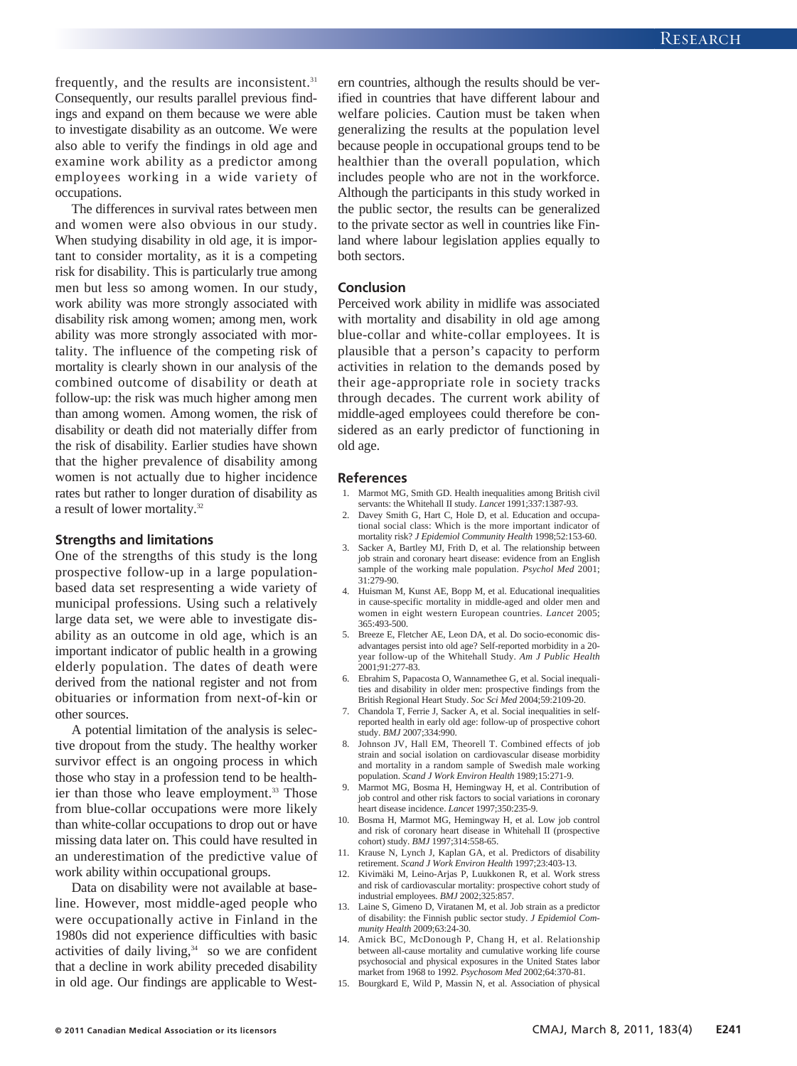frequently, and the results are inconsistent.[31] Consequently, our results parallel previous findings and expand on them because we were able to investigate disability as an outcome. We were also able to verify the findings in old age and examine work ability as a predictor among employees working in a wide variety of occupations.

The differences in survival rates between men and women were also obvious in our study. When studying disability in old age, it is important to consider mortality, as it is a competing risk for disability. This is particularly true among men but less so among women. In our study, work ability was more strongly associated with disability risk among women; among men, work ability was more strongly associated with mortality. The influence of the competing risk of mortality is clearly shown in our analysis of the combined outcome of disability or death at follow-up: the risk was much higher among men than among women. Among women, the risk of disability or death did not materially differ from the risk of disability. Earlier studies have shown that the higher prevalence of disability among women is not actually due to higher incidence rates but rather to longer duration of disability as a result of lower mortality.[32]

### Strengths and limitations

One of the strengths of this study is the long prospective follow-up in a large population-based data set respresenting a wide variety of municipal professions. Using such a relatively large data set, we were able to investigate disability as an outcome in old age, which is an important indicator of public health in a growing elderly population. The dates of death were derived from the national register and not from obituaries or information from next-of-kin or other sources.

A potential limitation of the analysis is selective dropout from the study. The healthy worker survivor effect is an ongoing process in which those who stay in a profession tend to be healthier than those who leave employment.[33] Those from blue-collar occupations were more likely than white-collar occupations to drop out or have missing data later on. This could have resulted in an underestimation of the predictive value of work ability within occupational groups.

Data on disability were not available at baseline. However, most middle-aged people who were occupationally active in Finland in the 1980s did not experience difficulties with basic activities of daily living,[34] so we are confident that a decline in work ability preceded disability in old age. Our findings are applicable to Western countries, although the results should be verified in countries that have different labour and welfare policies. Caution must be taken when generalizing the results at the population level because people in occupational groups tend to be healthier than the overall population, which includes people who are not in the workforce. Although the participants in this study worked in the public sector, the results can be generalized to the private sector as well in countries like Finland where labour legislation applies equally to both sectors.

## Conclusion

Perceived work ability in midlife was associated with mortality and disability in old age among blue-collar and white-collar employees. It is plausible that a person's capacity to perform activities in relation to the demands posed by their age-appropriate role in society tracks through decades. The current work ability of middle-aged employees could therefore be considered as an early predictor of functioning in old age.

## References

1. Marmot MG, Smith GD. Health inequalities among British civil servants: the Whitehall II study. *Lancet* 1991;337:1387-93.
2. Davey Smith G, Hart C, Hole D, et al. Education and occupational social class: Which is the more important indicator of mortality risk? *J Epidemiol Community Health* 1998;52:153-60.
3. Sacker A, Bartley MJ, Frith D, et al. The relationship between job strain and coronary heart disease: evidence from an English sample of the working male population. *Psychol Med* 2001; 31:279-90.
4. Huisman M, Kunst AE, Bopp M, et al. Educational inequalities in cause-specific mortality in middle-aged and older men and women in eight western European countries. *Lancet* 2005; 365:493-500.
5. Breeze E, Fletcher AE, Leon DA, et al. Do socio-economic disadvantages persist into old age? Self-reported morbidity in a 20-year follow-up of the Whitehall Study. *Am J Public Health* 2001;91:277-83.
6. Ebrahim S, Papacosta O, Wannamethee G, et al. Social inequalities and disability in older men: prospective findings from the British Regional Heart Study. *Soc Sci Med* 2004;59:2109-20.
7. Chandola T, Ferrie J, Sacker A, et al. Social inequalities in self-reported health in early old age: follow-up of prospective cohort study. *BMJ* 2007;334:990.
8. Johnson JV, Hall EM, Theorell T. Combined effects of job strain and social isolation on cardiovascular disease morbidity and mortality in a random sample of Swedish male working population. *Scand J Work Environ Health* 1989;15:271-9.
9. Marmot MG, Bosma H, Hemingway H, et al. Contribution of job control and other risk factors to social variations in coronary heart disease incidence. *Lancet* 1997;350:235-9.
10. Bosma H, Marmot MG, Hemingway H, et al. Low job control and risk of coronary heart disease in Whitehall II (prospective cohort) study. *BMJ* 1997;314:558-65.
11. Krause N, Lynch J, Kaplan GA, et al. Predictors of disability retirement. *Scand J Work Environ Health* 1997;23:403-13.
12. Kivimäki M, Leino-Arjas P, Luukkonen R, et al. Work stress and risk of cardiovascular mortality: prospective cohort study of industrial employees. *BMJ* 2002;325:857.
13. Laine S, Gimeno D, Viratanen M, et al. Job strain as a predictor of disability: the Finnish public sector study. *J Epidemiol Community Health* 2009;63:24-30.
14. Amick BC, McDonough P, Chang H, et al. Relationship between all-cause mortality and cumulative working life course psychosocial and physical exposures in the United States labor market from 1968 to 1992. *Psychosom Med* 2002;64:370-81.
15. Bourgkard E, Wild P, Massin N, et al. Association of physical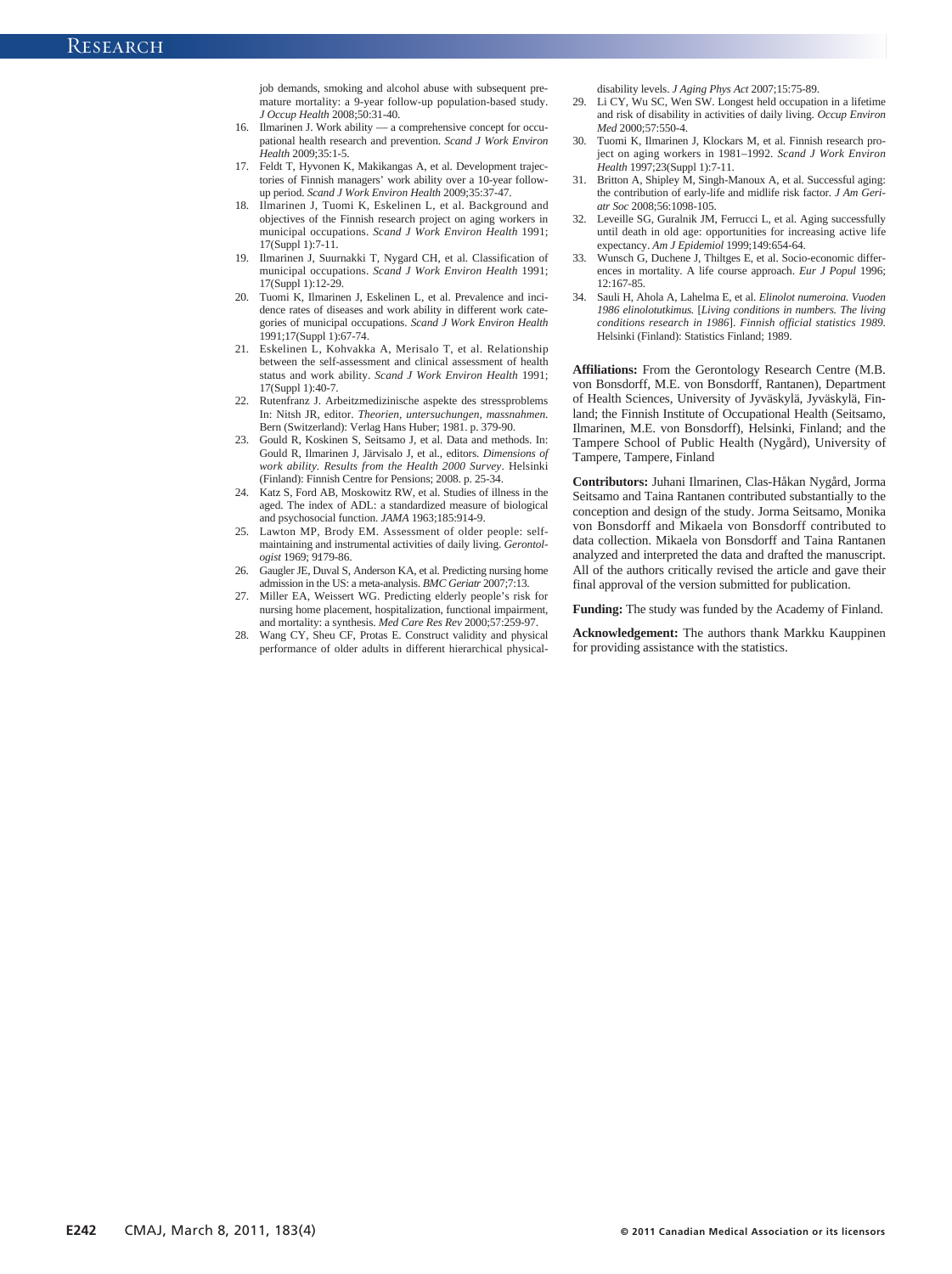job demands, smoking and alcohol abuse with subsequent premature mortality: a 9-year follow-up population-based study. *J Occup Health* 2008;50:31-40.

16. Ilmarinen J. Work ability — a comprehensive concept for occupational health research and prevention. *Scand J Work Environ Health* 2009;35:1-5.
17. Feldt T, Hyvonen K, Makikangas A, et al. Development trajectories of Finnish managers' work ability over a 10-year follow-up period. *Scand J Work Environ Health* 2009;35:37-47.
18. Ilmarinen J, Tuomi K, Eskelinen L, et al. Background and objectives of the Finnish research project on aging workers in municipal occupations. *Scand J Work Environ Health* 1991; 17(Suppl 1):7-11.
19. Ilmarinen J, Suurnakki T, Nygard CH, et al. Classification of municipal occupations. *Scand J Work Environ Health* 1991; 17(Suppl 1):12-29.
20. Tuomi K, Ilmarinen J, Eskelinen L, et al. Prevalence and incidence rates of diseases and work ability in different work categories of municipal occupations. *Scand J Work Environ Health* 1991;17(Suppl 1):67-74.
21. Eskelinen L, Kohvakka A, Merisalo T, et al. Relationship between the self-assessment and clinical assessment of health status and work ability. *Scand J Work Environ Health* 1991; 17(Suppl 1):40-7.
22. Rutenfranz J. Arbeitzmedizinische aspekte des stressproblems In: Nitsh JR, editor. *Theorien, untersuchungen, massnahmen.* Bern (Switzerland): Verlag Hans Huber; 1981. p. 379-90.
23. Gould R, Koskinen S, Seitsamo J, et al. Data and methods. In: Gould R, Ilmarinen J, Järvisalo J, et al., editors. *Dimensions of work ability. Results from the Health 2000 Survey*. Helsinki (Finland): Finnish Centre for Pensions; 2008. p. 25-34.
24. Katz S, Ford AB, Moskowitz RW, et al. Studies of illness in the aged. The index of ADL: a standardized measure of biological and psychosocial function. *JAMA* 1963;185:914-9.
25. Lawton MP, Brody EM. Assessment of older people: self-maintaining and instrumental activities of daily living. *Gerontologist* 1969; 9:179-86.
26. Gaugler JE, Duval S, Anderson KA, et al. Predicting nursing home admission in the US: a meta-analysis. *BMC Geriatr* 2007;7:13.
27. Miller EA, Weissert WG. Predicting elderly people's risk for nursing home placement, hospitalization, functional impairment, and mortality: a synthesis. *Med Care Res Rev* 2000;57:259-97.
28. Wang CY, Sheu CF, Protas E. Construct validity and physical performance of older adults in different hierarchical physical-disability levels. *J Aging Phys Act* 2007;15:75-89.
29. Li CY, Wu SC, Wen SW. Longest held occupation in a lifetime and risk of disability in activities of daily living. *Occup Environ Med* 2000;57:550-4.
30. Tuomi K, Ilmarinen J, Klockars M, et al. Finnish research project on aging workers in 1981–1992. *Scand J Work Environ Health* 1997;23(Suppl 1):7-11.
31. Britton A, Shipley M, Singh-Manoux A, et al. Successful aging: the contribution of early-life and midlife risk factor. *J Am Geriatr Soc* 2008;56:1098-105.
32. Leveille SG, Guralnik JM, Ferrucci L, et al. Aging successfully until death in old age: opportunities for increasing active life expectancy. *Am J Epidemiol* 1999;149:654-64.
33. Wunsch G, Duchene J, Thiltges E, et al. Socio-economic differences in mortality. A life course approach. *Eur J Popul* 1996; 12:167-85.
34. Sauli H, Ahola A, Lahelma E, et al. *Elinolot numeroina. Vuoden 1986 elinolotutkimus.* [*Living conditions in numbers. The living conditions research in 1986*]. *Finnish official statistics 1989.* Helsinki (Finland): Statistics Finland; 1989.

**Affiliations:** From the Gerontology Research Centre (M.B. von Bonsdorff, M.E. von Bonsdorff, Rantanen), Department of Health Sciences, University of Jyväskylä, Jyväskylä, Finland; the Finnish Institute of Occupational Health (Seitsamo, Ilmarinen, M.E. von Bonsdorff), Helsinki, Finland; and the Tampere School of Public Health (Nygård), University of Tampere, Tampere, Finland

**Contributors:** Juhani Ilmarinen, Clas-Håkan Nygård, Jorma Seitsamo and Taina Rantanen contributed substantially to the conception and design of the study. Jorma Seitsamo, Monika von Bonsdorff and Mikaela von Bonsdorff contributed to data collection. Mikaela von Bonsdorff and Taina Rantanen analyzed and interpreted the data and drafted the manuscript. All of the authors critically revised the article and gave their final approval of the version submitted for publication.

**Funding:** The study was funded by the Academy of Finland.

**Acknowledgement:** The authors thank Markku Kauppinen for providing assistance with the statistics.